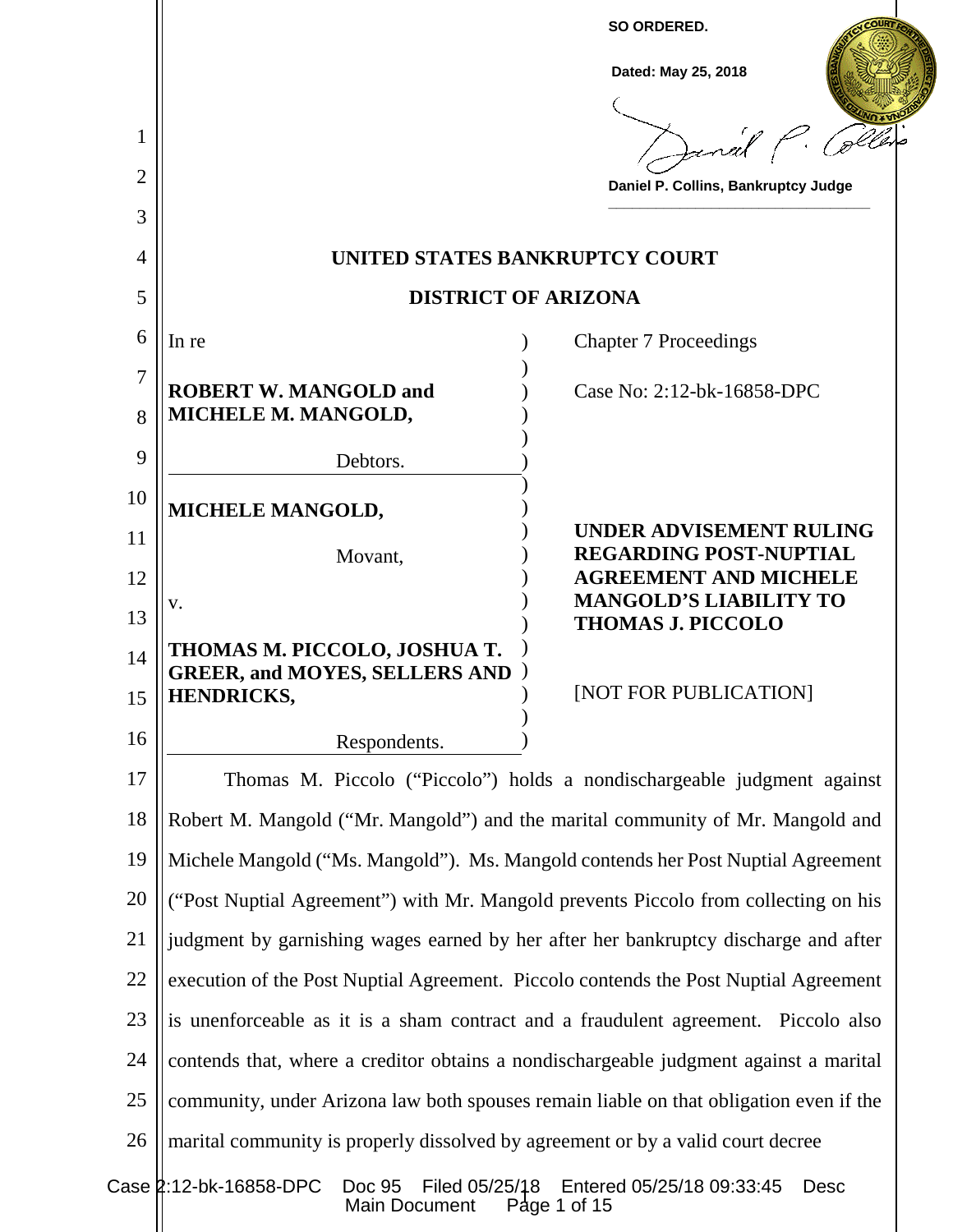**SO ORDERED.**

**Dated: May 25, 2018**

Daniel P. Collins, Bankruptcy Judge

# UNITED STATES BANKRUPTCY COURT

# DISTRICT OF ARIZONA

| | |
|---|---|
| In re<br><br>**ROBERT W. MANGOLD and MICHELE M. MANGOLD,**<br><br>Debtors. | Chapter 7 Proceedings<br><br>Case No: 2:12-bk-16858-DPC |
| **MICHELE MANGOLD,**<br><br>Movant,<br><br>v.<br><br>**THOMAS M. PICCOLO, JOSHUA T. GREER, and MOYES, SELLERS AND HENDRICKS,**<br><br>Respondents. | **UNDER ADVISEMENT RULING REGARDING POST-NUPTIAL AGREEMENT AND MICHELE MANGOLD'S LIABILITY TO THOMAS J. PICCOLO**<br><br>[NOT FOR PUBLICATION] |

Thomas M. Piccolo ("Piccolo") holds a nondischargeable judgment against Robert M. Mangold ("Mr. Mangold") and the marital community of Mr. Mangold and Michele Mangold ("Ms. Mangold"). Ms. Mangold contends her Post Nuptial Agreement ("Post Nuptial Agreement") with Mr. Mangold prevents Piccolo from collecting on his judgment by garnishing wages earned by her after her bankruptcy discharge and after execution of the Post Nuptial Agreement. Piccolo contends the Post Nuptial Agreement is unenforceable as it is a sham contract and a fraudulent agreement. Piccolo also contends that, where a creditor obtains a nondischargeable judgment against a marital community, under Arizona law both spouses remain liable on that obligation even if the marital community is properly dissolved by agreement or by a valid court decree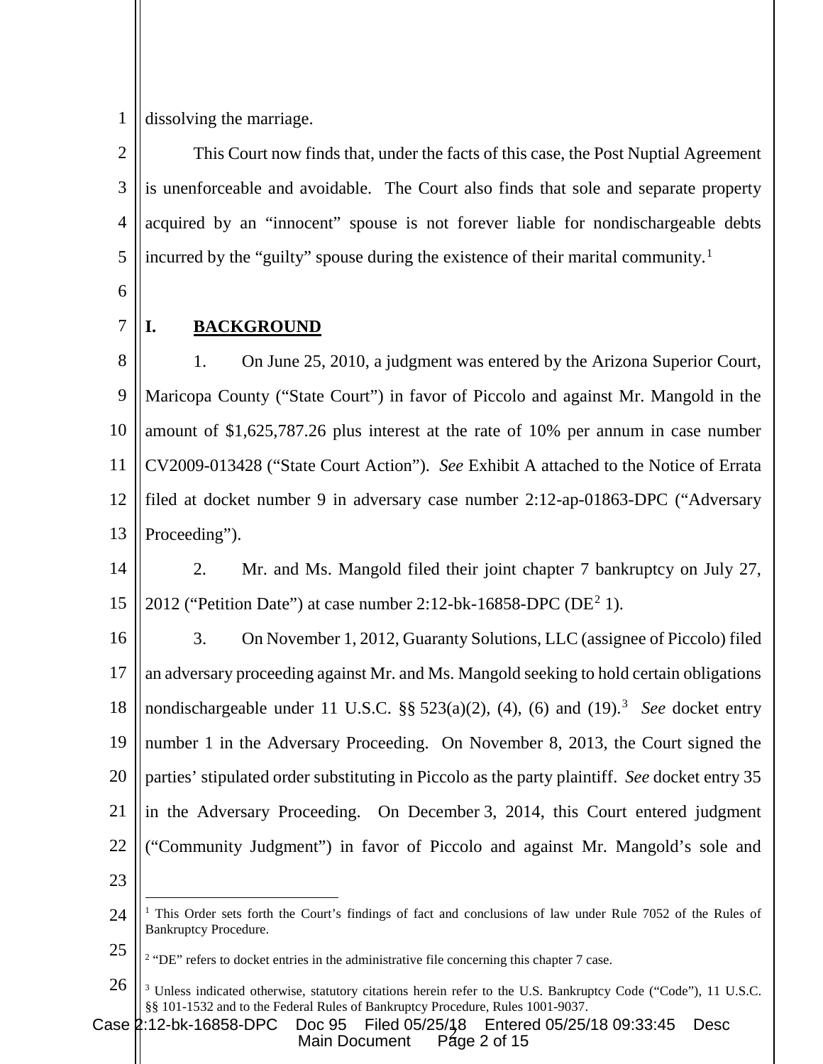dissolving the marriage.

This Court now finds that, under the facts of this case, the Post Nuptial Agreement is unenforceable and avoidable. The Court also finds that sole and separate property acquired by an "innocent" spouse is not forever liable for nondischargeable debts incurred by the "guilty" spouse during the existence of their marital community.[1]

## I. BACKGROUND

1. On June 25, 2010, a judgment was entered by the Arizona Superior Court, Maricopa County ("State Court") in favor of Piccolo and against Mr. Mangold in the amount of $1,625,787.26 plus interest at the rate of 10% per annum in case number CV2009-013428 ("State Court Action"). *See* Exhibit A attached to the Notice of Errata filed at docket number 9 in adversary case number 2:12-ap-01863-DPC ("Adversary Proceeding").

2. Mr. and Ms. Mangold filed their joint chapter 7 bankruptcy on July 27, 2012 ("Petition Date") at case number 2:12-bk-16858-DPC (DE[2] 1).

3. On November 1, 2012, Guaranty Solutions, LLC (assignee of Piccolo) filed an adversary proceeding against Mr. and Ms. Mangold seeking to hold certain obligations nondischargeable under 11 U.S.C. §§ 523(a)(2), (4), (6) and (19).[3] *See* docket entry number 1 in the Adversary Proceeding. On November 8, 2013, the Court signed the parties' stipulated order substituting in Piccolo as the party plaintiff. *See* docket entry 35 in the Adversary Proceeding. On December 3, 2014, this Court entered judgment ("Community Judgment") in favor of Piccolo and against Mr. Mangold's sole and

---

[1] This Order sets forth the Court's findings of fact and conclusions of law under Rule 7052 of the Rules of Bankruptcy Procedure.

[2] "DE" refers to docket entries in the administrative file concerning this chapter 7 case.

[3] Unless indicated otherwise, statutory citations herein refer to the U.S. Bankruptcy Code ("Code"), 11 U.S.C. §§ 101-1532 and to the Federal Rules of Bankruptcy Procedure, Rules 1001-9037.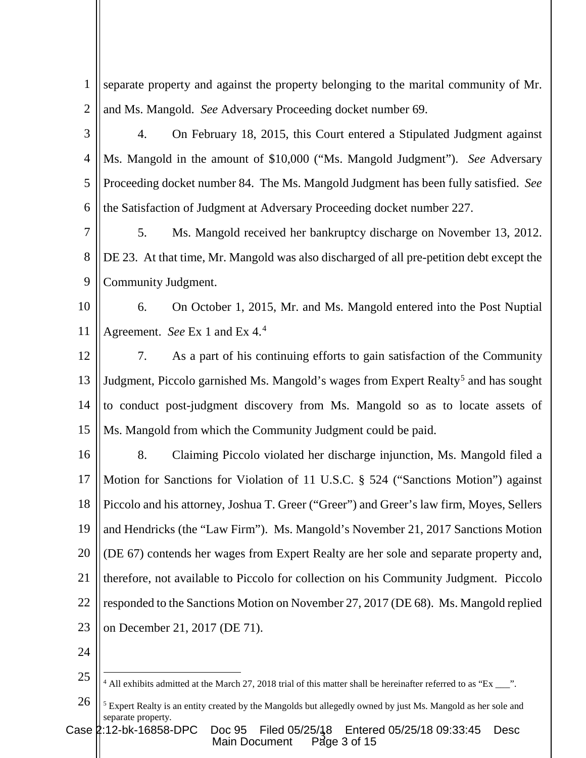separate property and against the property belonging to the marital community of Mr. and Ms. Mangold. *See* Adversary Proceeding docket number 69.

4. On February 18, 2015, this Court entered a Stipulated Judgment against Ms. Mangold in the amount of $10,000 ("Ms. Mangold Judgment"). *See* Adversary Proceeding docket number 84. The Ms. Mangold Judgment has been fully satisfied. *See* the Satisfaction of Judgment at Adversary Proceeding docket number 227.

5. Ms. Mangold received her bankruptcy discharge on November 13, 2012. DE 23. At that time, Mr. Mangold was also discharged of all pre-petition debt except the Community Judgment.

6. On October 1, 2015, Mr. and Ms. Mangold entered into the Post Nuptial Agreement. *See* Ex 1 and Ex 4.[4]

7. As a part of his continuing efforts to gain satisfaction of the Community Judgment, Piccolo garnished Ms. Mangold's wages from Expert Realty[5] and has sought to conduct post-judgment discovery from Ms. Mangold so as to locate assets of Ms. Mangold from which the Community Judgment could be paid.

8. Claiming Piccolo violated her discharge injunction, Ms. Mangold filed a Motion for Sanctions for Violation of 11 U.S.C. § 524 ("Sanctions Motion") against Piccolo and his attorney, Joshua T. Greer ("Greer") and Greer's law firm, Moyes, Sellers and Hendricks (the "Law Firm"). Ms. Mangold's November 21, 2017 Sanctions Motion (DE 67) contends her wages from Expert Realty are her sole and separate property and, therefore, not available to Piccolo for collection on his Community Judgment. Piccolo responded to the Sanctions Motion on November 27, 2017 (DE 68). Ms. Mangold replied on December 21, 2017 (DE 71).

---

[4] All exhibits admitted at the March 27, 2018 trial of this matter shall be hereinafter referred to as "Ex ___".

[5] Expert Realty is an entity created by the Mangolds but allegedly owned by just Ms. Mangold as her sole and separate property.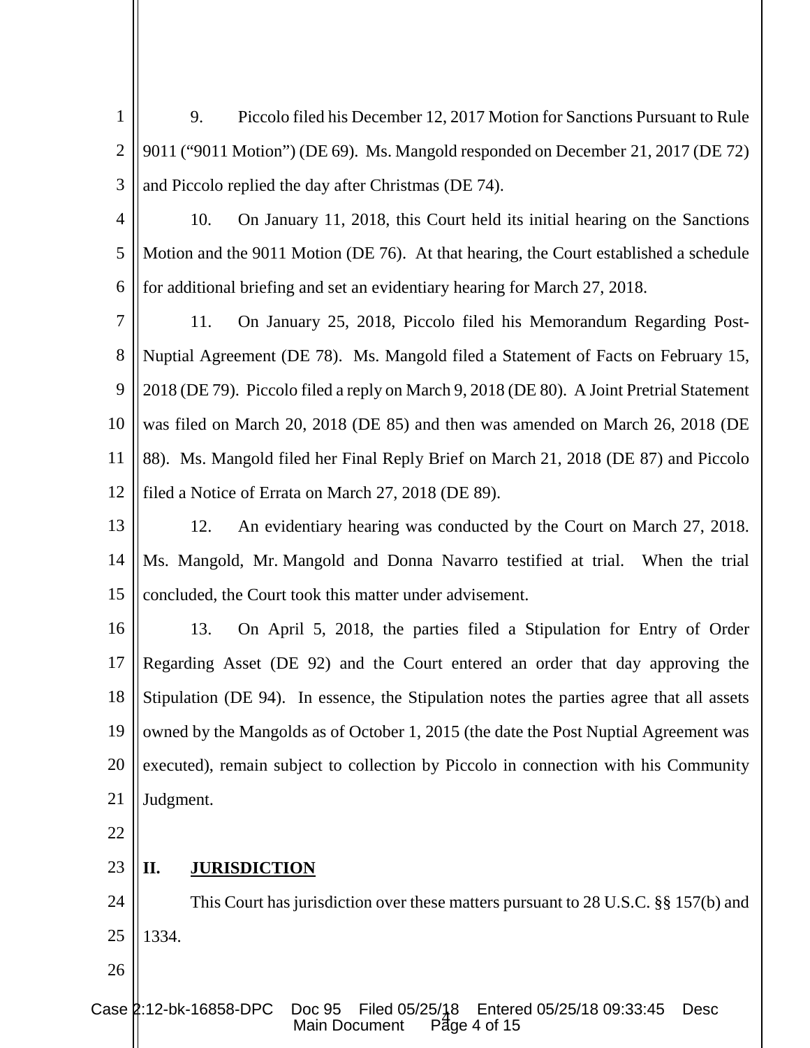9. Piccolo filed his December 12, 2017 Motion for Sanctions Pursuant to Rule 9011 ("9011 Motion") (DE 69). Ms. Mangold responded on December 21, 2017 (DE 72) and Piccolo replied the day after Christmas (DE 74).

10. On January 11, 2018, this Court held its initial hearing on the Sanctions Motion and the 9011 Motion (DE 76). At that hearing, the Court established a schedule for additional briefing and set an evidentiary hearing for March 27, 2018.

11. On January 25, 2018, Piccolo filed his Memorandum Regarding Post-Nuptial Agreement (DE 78). Ms. Mangold filed a Statement of Facts on February 15, 2018 (DE 79). Piccolo filed a reply on March 9, 2018 (DE 80). A Joint Pretrial Statement was filed on March 20, 2018 (DE 85) and then was amended on March 26, 2018 (DE 88). Ms. Mangold filed her Final Reply Brief on March 21, 2018 (DE 87) and Piccolo filed a Notice of Errata on March 27, 2018 (DE 89).

12. An evidentiary hearing was conducted by the Court on March 27, 2018. Ms. Mangold, Mr. Mangold and Donna Navarro testified at trial. When the trial concluded, the Court took this matter under advisement.

13. On April 5, 2018, the parties filed a Stipulation for Entry of Order Regarding Asset (DE 92) and the Court entered an order that day approving the Stipulation (DE 94). In essence, the Stipulation notes the parties agree that all assets owned by the Mangolds as of October 1, 2015 (the date the Post Nuptial Agreement was executed), remain subject to collection by Piccolo in connection with his Community Judgment.

## II. JURISDICTION

This Court has jurisdiction over these matters pursuant to 28 U.S.C. §§ 157(b) and 1334.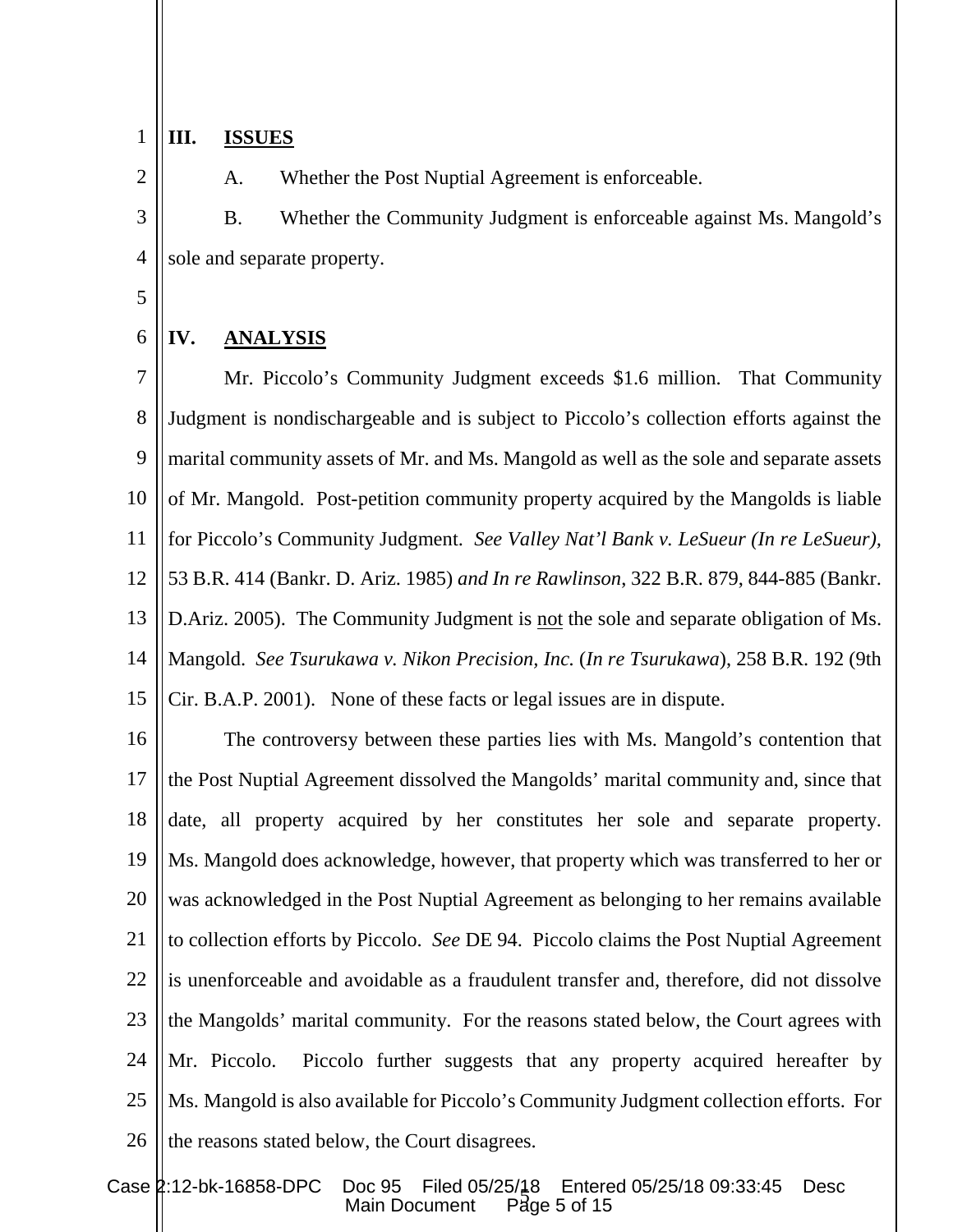## III. ISSUES

A. Whether the Post Nuptial Agreement is enforceable.

B. Whether the Community Judgment is enforceable against Ms. Mangold's sole and separate property.

## IV. ANALYSIS

Mr. Piccolo's Community Judgment exceeds $1.6 million. That Community Judgment is nondischargeable and is subject to Piccolo's collection efforts against the marital community assets of Mr. and Ms. Mangold as well as the sole and separate assets of Mr. Mangold. Post-petition community property acquired by the Mangolds is liable for Piccolo's Community Judgment. *See Valley Nat'l Bank v. LeSueur (In re LeSueur),* 53 B.R. 414 (Bankr. D. Ariz. 1985) *and In re Rawlinson*, 322 B.R. 879, 844-885 (Bankr. D.Ariz. 2005). The Community Judgment is <u>not</u> the sole and separate obligation of Ms. Mangold. *See Tsurukawa v. Nikon Precision, Inc.* (*In re Tsurukawa*), 258 B.R. 192 (9th Cir. B.A.P. 2001). None of these facts or legal issues are in dispute.

The controversy between these parties lies with Ms. Mangold's contention that the Post Nuptial Agreement dissolved the Mangolds' marital community and, since that date, all property acquired by her constitutes her sole and separate property. Ms. Mangold does acknowledge, however, that property which was transferred to her or was acknowledged in the Post Nuptial Agreement as belonging to her remains available to collection efforts by Piccolo. *See* DE 94. Piccolo claims the Post Nuptial Agreement is unenforceable and avoidable as a fraudulent transfer and, therefore, did not dissolve the Mangolds' marital community. For the reasons stated below, the Court agrees with Mr. Piccolo. Piccolo further suggests that any property acquired hereafter by Ms. Mangold is also available for Piccolo's Community Judgment collection efforts. For the reasons stated below, the Court disagrees.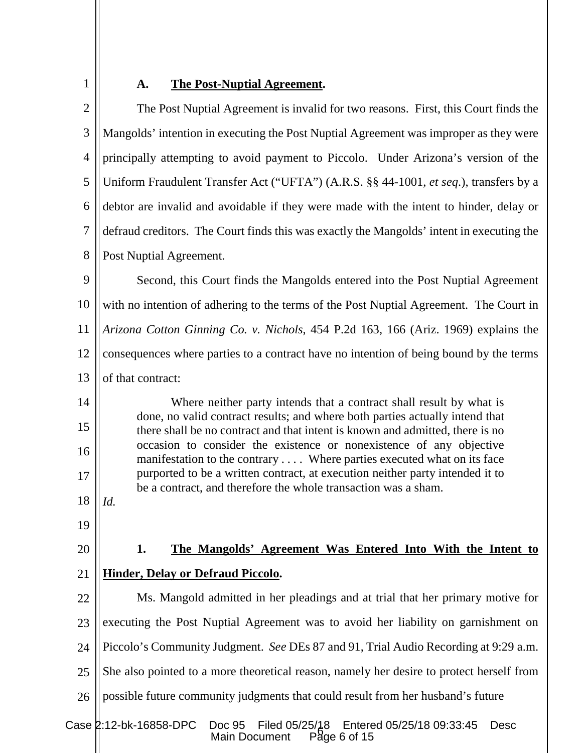### A. **The Post-Nuptial Agreement**.

The Post Nuptial Agreement is invalid for two reasons. First, this Court finds the Mangolds' intention in executing the Post Nuptial Agreement was improper as they were principally attempting to avoid payment to Piccolo. Under Arizona's version of the Uniform Fraudulent Transfer Act ("UFTA") (A.R.S. §§ 44-1001, *et seq.*), transfers by a debtor are invalid and avoidable if they were made with the intent to hinder, delay or defraud creditors. The Court finds this was exactly the Mangolds' intent in executing the Post Nuptial Agreement.

Second, this Court finds the Mangolds entered into the Post Nuptial Agreement with no intention of adhering to the terms of the Post Nuptial Agreement. The Court in *Arizona Cotton Ginning Co. v. Nichols*, 454 P.2d 163, 166 (Ariz. 1969) explains the consequences where parties to a contract have no intention of being bound by the terms of that contract:

> Where neither party intends that a contract shall result by what is done, no valid contract results; and where both parties actually intend that there shall be no contract and that intent is known and admitted, there is no occasion to consider the existence or nonexistence of any objective manifestation to the contrary . . . . Where parties executed what on its face purported to be a written contract, at execution neither party intended it to be a contract, and therefore the whole transaction was a sham.

*Id.*

#### 1. **The Mangolds' Agreement Was Entered Into With the Intent to Hinder, Delay or Defraud Piccolo**.

Ms. Mangold admitted in her pleadings and at trial that her primary motive for executing the Post Nuptial Agreement was to avoid her liability on garnishment on Piccolo's Community Judgment. *See* DEs 87 and 91, Trial Audio Recording at 9:29 a.m. She also pointed to a more theoretical reason, namely her desire to protect herself from possible future community judgments that could result from her husband's future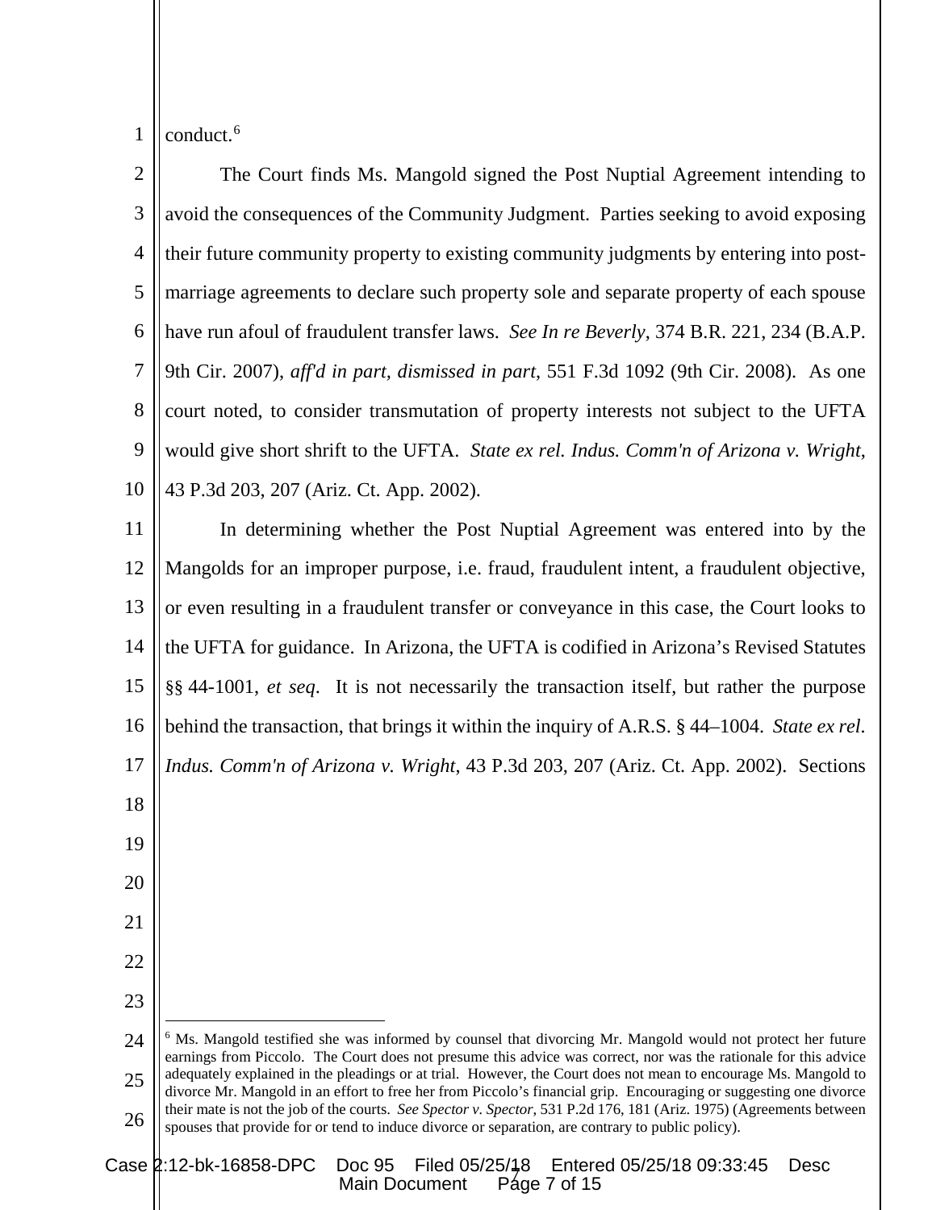conduct.[6]

The Court finds Ms. Mangold signed the Post Nuptial Agreement intending to avoid the consequences of the Community Judgment. Parties seeking to avoid exposing their future community property to existing community judgments by entering into post-marriage agreements to declare such property sole and separate property of each spouse have run afoul of fraudulent transfer laws. *See In re Beverly*, 374 B.R. 221, 234 (B.A.P. 9th Cir. 2007), *aff'd in part, dismissed in part*, 551 F.3d 1092 (9th Cir. 2008). As one court noted, to consider transmutation of property interests not subject to the UFTA would give short shrift to the UFTA. *State ex rel. Indus. Comm'n of Arizona v. Wright*, 43 P.3d 203, 207 (Ariz. Ct. App. 2002).

In determining whether the Post Nuptial Agreement was entered into by the Mangolds for an improper purpose, i.e. fraud, fraudulent intent, a fraudulent objective, or even resulting in a fraudulent transfer or conveyance in this case, the Court looks to the UFTA for guidance. In Arizona, the UFTA is codified in Arizona's Revised Statutes §§ 44-1001, *et seq*. It is not necessarily the transaction itself, but rather the purpose behind the transaction, that brings it within the inquiry of A.R.S. § 44–1004. *State ex rel. Indus. Comm'n of Arizona v. Wright*, 43 P.3d 203, 207 (Ariz. Ct. App. 2002). Sections

---

[6] Ms. Mangold testified she was informed by counsel that divorcing Mr. Mangold would not protect her future earnings from Piccolo. The Court does not presume this advice was correct, nor was the rationale for this advice adequately explained in the pleadings or at trial. However, the Court does not mean to encourage Ms. Mangold to divorce Mr. Mangold in an effort to free her from Piccolo's financial grip. Encouraging or suggesting one divorce their mate is not the job of the courts. *See Spector v. Spector*, 531 P.2d 176, 181 (Ariz. 1975) (Agreements between spouses that provide for or tend to induce divorce or separation, are contrary to public policy).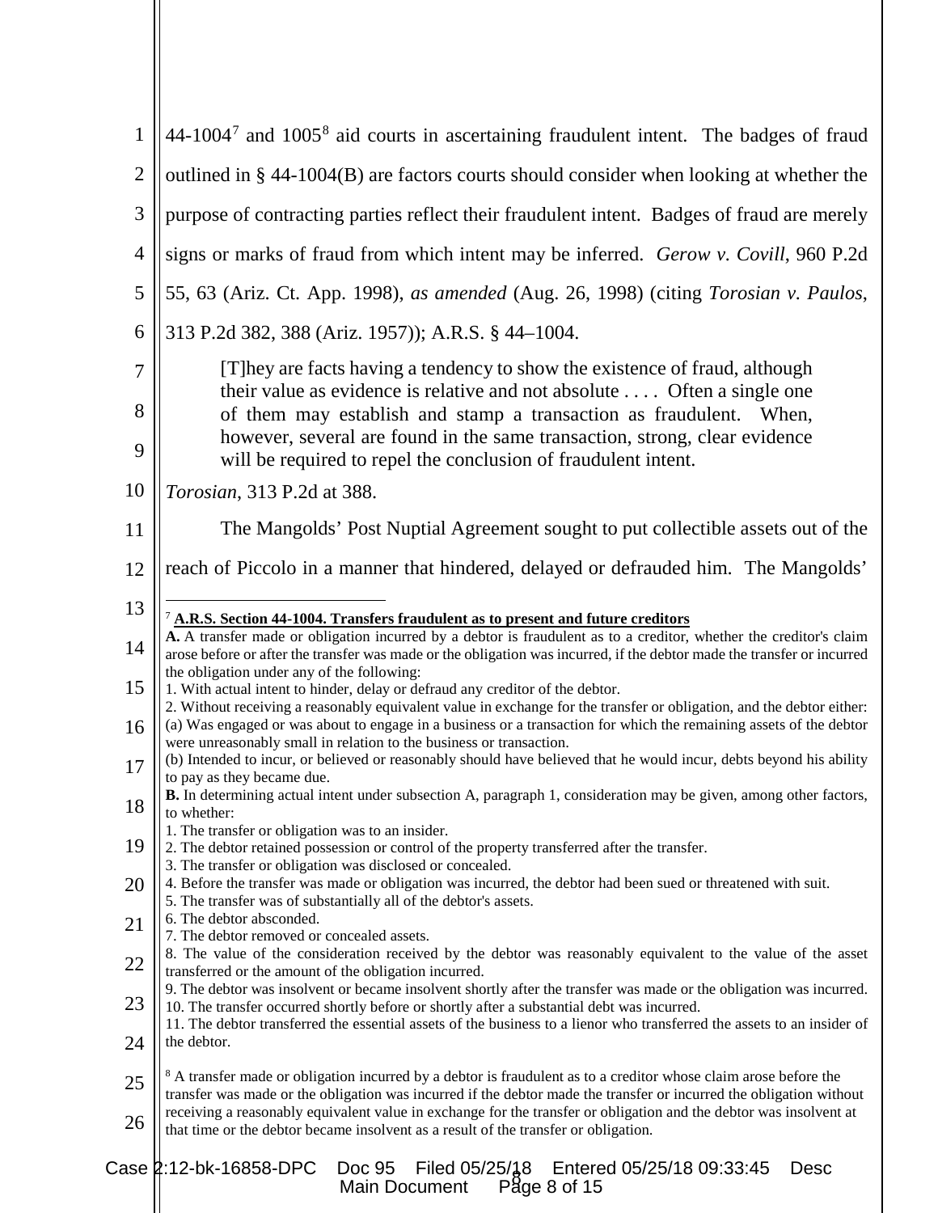44-1004[7] and 1005[8] aid courts in ascertaining fraudulent intent. The badges of fraud outlined in § 44-1004(B) are factors courts should consider when looking at whether the purpose of contracting parties reflect their fraudulent intent. Badges of fraud are merely signs or marks of fraud from which intent may be inferred. *Gerow v. Covill*, 960 P.2d 55, 63 (Ariz. Ct. App. 1998), *as amended* (Aug. 26, 1998) (citing *Torosian v. Paulos*, 313 P.2d 382, 388 (Ariz. 1957)); A.R.S. § 44–1004.

> [T]hey are facts having a tendency to show the existence of fraud, although their value as evidence is relative and not absolute . . . . Often a single one of them may establish and stamp a transaction as fraudulent. When, however, several are found in the same transaction, strong, clear evidence will be required to repel the conclusion of fraudulent intent.

*Torosian*, 313 P.2d at 388.

The Mangolds' Post Nuptial Agreement sought to put collectible assets out of the reach of Piccolo in a manner that hindered, delayed or defrauded him. The Mangolds'

---

[7] **A.R.S. Section 44-1004. Transfers fraudulent as to present and future creditors**

**A.** A transfer made or obligation incurred by a debtor is fraudulent as to a creditor, whether the creditor's claim arose before or after the transfer was made or the obligation was incurred, if the debtor made the transfer or incurred the obligation under any of the following:
1. With actual intent to hinder, delay or defraud any creditor of the debtor.
2. Without receiving a reasonably equivalent value in exchange for the transfer or obligation, and the debtor either:
(a) Was engaged or was about to engage in a business or a transaction for which the remaining assets of the debtor were unreasonably small in relation to the business or transaction.
(b) Intended to incur, or believed or reasonably should have believed that he would incur, debts beyond his ability to pay as they became due.

**B.** In determining actual intent under subsection A, paragraph 1, consideration may be given, among other factors, to whether:
1. The transfer or obligation was to an insider.
2. The debtor retained possession or control of the property transferred after the transfer.
3. The transfer or obligation was disclosed or concealed.
4. Before the transfer was made or obligation was incurred, the debtor had been sued or threatened with suit.
5. The transfer was of substantially all of the debtor's assets.
6. The debtor absconded.
7. The debtor removed or concealed assets.
8. The value of the consideration received by the debtor was reasonably equivalent to the value of the asset transferred or the amount of the obligation incurred.
9. The debtor was insolvent or became insolvent shortly after the transfer was made or the obligation was incurred.
10. The transfer occurred shortly before or shortly after a substantial debt was incurred.
11. The debtor transferred the essential assets of the business to a lienor who transferred the assets to an insider of the debtor.

[8] A transfer made or obligation incurred by a debtor is fraudulent as to a creditor whose claim arose before the transfer was made or the obligation was incurred if the debtor made the transfer or incurred the obligation without receiving a reasonably equivalent value in exchange for the transfer or obligation and the debtor was insolvent at that time or the debtor became insolvent as a result of the transfer or obligation.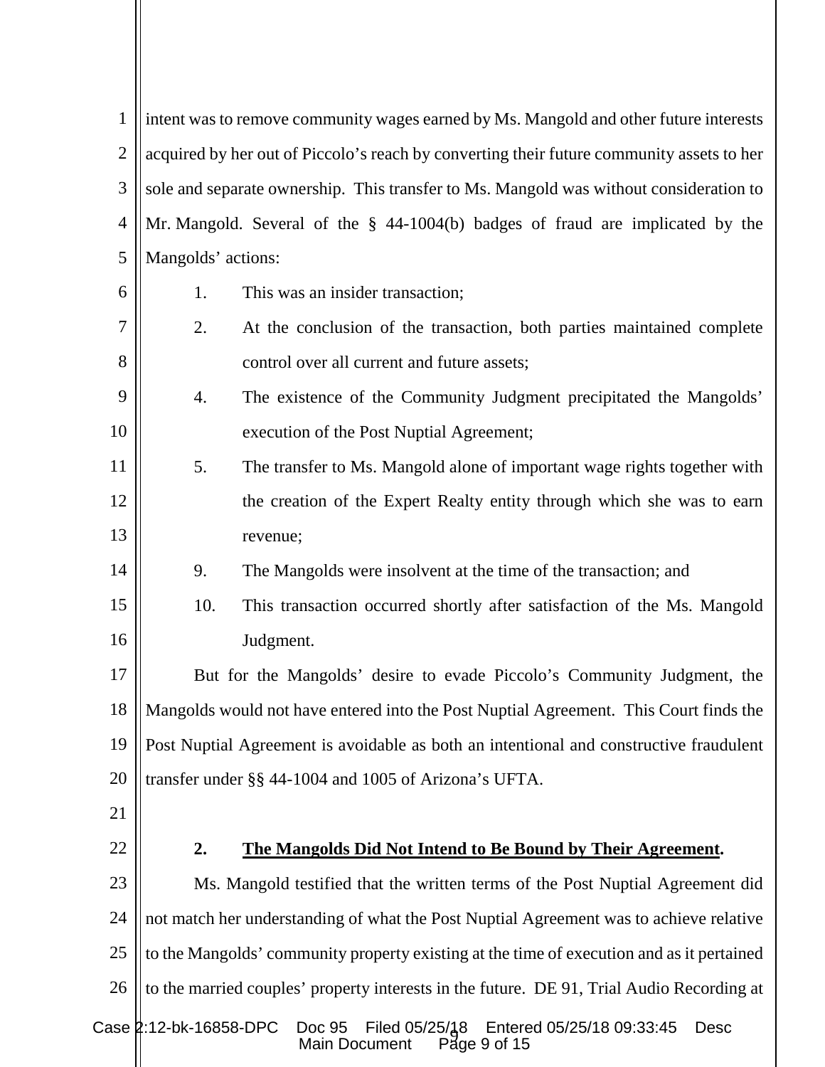intent was to remove community wages earned by Ms. Mangold and other future interests acquired by her out of Piccolo's reach by converting their future community assets to her sole and separate ownership. This transfer to Ms. Mangold was without consideration to Mr. Mangold. Several of the § 44-1004(b) badges of fraud are implicated by the Mangolds' actions:

1. This was an insider transaction;
2. At the conclusion of the transaction, both parties maintained complete control over all current and future assets;
4. The existence of the Community Judgment precipitated the Mangolds' execution of the Post Nuptial Agreement;
5. The transfer to Ms. Mangold alone of important wage rights together with the creation of the Expert Realty entity through which she was to earn revenue;
9. The Mangolds were insolvent at the time of the transaction; and
10. This transaction occurred shortly after satisfaction of the Ms. Mangold Judgment.

But for the Mangolds' desire to evade Piccolo's Community Judgment, the Mangolds would not have entered into the Post Nuptial Agreement. This Court finds the Post Nuptial Agreement is avoidable as both an intentional and constructive fraudulent transfer under §§ 44-1004 and 1005 of Arizona's UFTA.

## 2. **The Mangolds Did Not Intend to Be Bound by Their Agreement.**

Ms. Mangold testified that the written terms of the Post Nuptial Agreement did not match her understanding of what the Post Nuptial Agreement was to achieve relative to the Mangolds' community property existing at the time of execution and as it pertained to the married couples' property interests in the future. DE 91, Trial Audio Recording at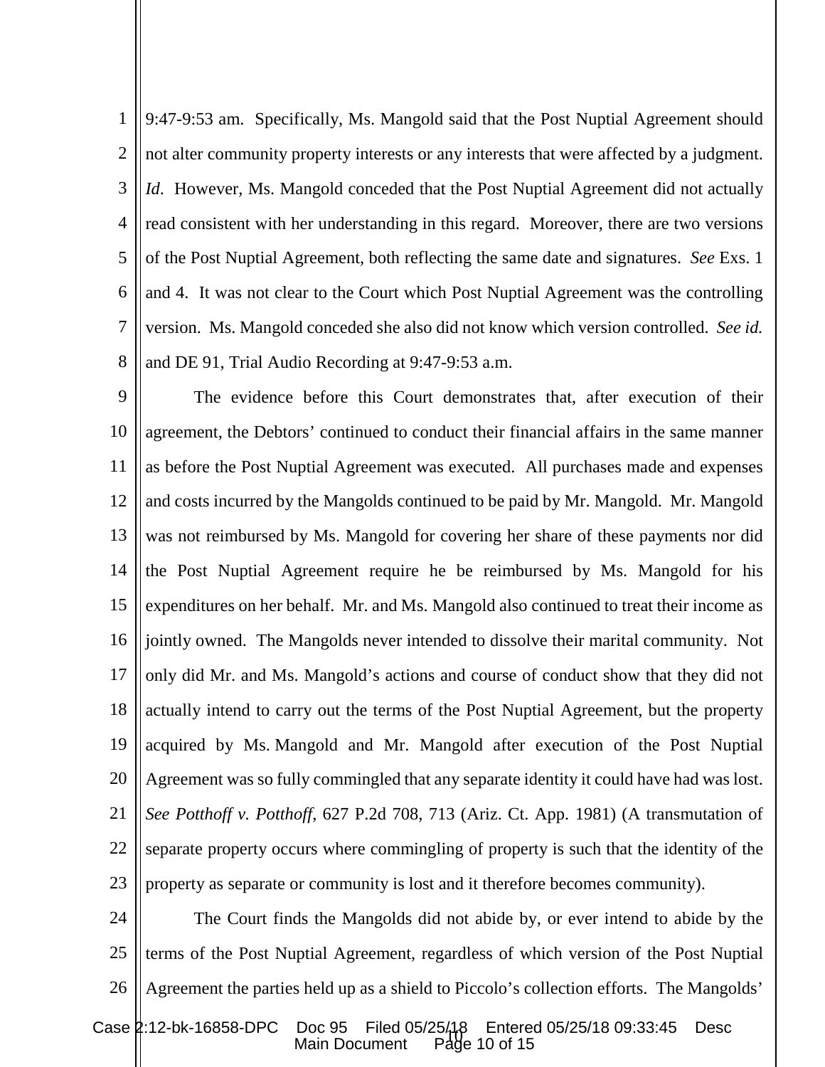9:47-9:53 am. Specifically, Ms. Mangold said that the Post Nuptial Agreement should not alter community property interests or any interests that were affected by a judgment. *Id*. However, Ms. Mangold conceded that the Post Nuptial Agreement did not actually read consistent with her understanding in this regard. Moreover, there are two versions of the Post Nuptial Agreement, both reflecting the same date and signatures. *See* Exs. 1 and 4. It was not clear to the Court which Post Nuptial Agreement was the controlling version. Ms. Mangold conceded she also did not know which version controlled. *See id.* and DE 91, Trial Audio Recording at 9:47-9:53 a.m.

The evidence before this Court demonstrates that, after execution of their agreement, the Debtors' continued to conduct their financial affairs in the same manner as before the Post Nuptial Agreement was executed. All purchases made and expenses and costs incurred by the Mangolds continued to be paid by Mr. Mangold. Mr. Mangold was not reimbursed by Ms. Mangold for covering her share of these payments nor did the Post Nuptial Agreement require he be reimbursed by Ms. Mangold for his expenditures on her behalf. Mr. and Ms. Mangold also continued to treat their income as jointly owned. The Mangolds never intended to dissolve their marital community. Not only did Mr. and Ms. Mangold's actions and course of conduct show that they did not actually intend to carry out the terms of the Post Nuptial Agreement, but the property acquired by Ms. Mangold and Mr. Mangold after execution of the Post Nuptial Agreement was so fully commingled that any separate identity it could have had was lost. *See Potthoff v. Potthoff*, 627 P.2d 708, 713 (Ariz. Ct. App. 1981) (A transmutation of separate property occurs where commingling of property is such that the identity of the property as separate or community is lost and it therefore becomes community).

The Court finds the Mangolds did not abide by, or ever intend to abide by the terms of the Post Nuptial Agreement, regardless of which version of the Post Nuptial Agreement the parties held up as a shield to Piccolo's collection efforts. The Mangolds'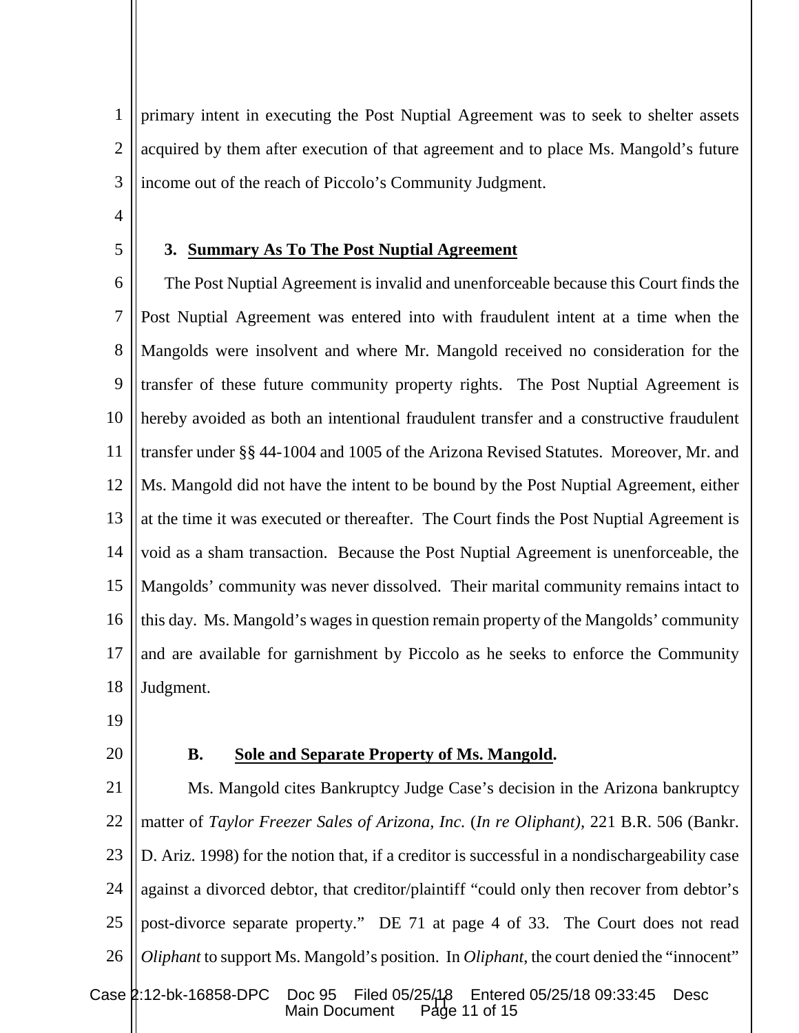primary intent in executing the Post Nuptial Agreement was to seek to shelter assets acquired by them after execution of that agreement and to place Ms. Mangold's future income out of the reach of Piccolo's Community Judgment.

### 3. Summary As To The Post Nuptial Agreement

The Post Nuptial Agreement is invalid and unenforceable because this Court finds the Post Nuptial Agreement was entered into with fraudulent intent at a time when the Mangolds were insolvent and where Mr. Mangold received no consideration for the transfer of these future community property rights. The Post Nuptial Agreement is hereby avoided as both an intentional fraudulent transfer and a constructive fraudulent transfer under §§ 44-1004 and 1005 of the Arizona Revised Statutes. Moreover, Mr. and Ms. Mangold did not have the intent to be bound by the Post Nuptial Agreement, either at the time it was executed or thereafter. The Court finds the Post Nuptial Agreement is void as a sham transaction. Because the Post Nuptial Agreement is unenforceable, the Mangolds' community was never dissolved. Their marital community remains intact to this day. Ms. Mangold's wages in question remain property of the Mangolds' community and are available for garnishment by Piccolo as he seeks to enforce the Community Judgment.

### B. Sole and Separate Property of Ms. Mangold.

Ms. Mangold cites Bankruptcy Judge Case's decision in the Arizona bankruptcy matter of *Taylor Freezer Sales of Arizona, Inc.* (*In re Oliphant)*, 221 B.R. 506 (Bankr. D. Ariz. 1998) for the notion that, if a creditor is successful in a nondischargeability case against a divorced debtor, that creditor/plaintiff "could only then recover from debtor's post-divorce separate property." DE 71 at page 4 of 33. The Court does not read *Oliphant* to support Ms. Mangold's position. In *Oliphant*, the court denied the "innocent"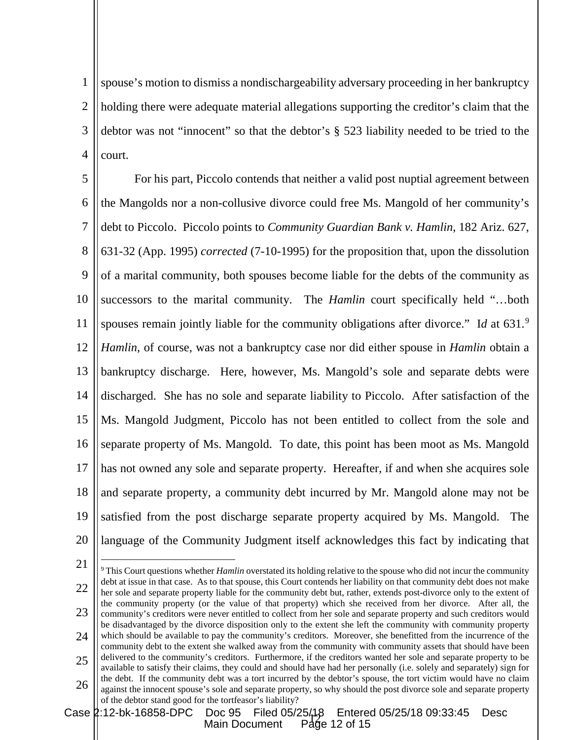spouse's motion to dismiss a nondischargeability adversary proceeding in her bankruptcy holding there were adequate material allegations supporting the creditor's claim that the debtor was not "innocent" so that the debtor's § 523 liability needed to be tried to the court.

For his part, Piccolo contends that neither a valid post nuptial agreement between the Mangolds nor a non-collusive divorce could free Ms. Mangold of her community's debt to Piccolo. Piccolo points to *Community Guardian Bank v. Hamlin*, 182 Ariz. 627, 631-32 (App. 1995) *corrected* (7-10-1995) for the proposition that, upon the dissolution of a marital community, both spouses become liable for the debts of the community as successors to the marital community. The *Hamlin* court specifically held "…both spouses remain jointly liable for the community obligations after divorce." I*d* at 631.[9] *Hamlin*, of course, was not a bankruptcy case nor did either spouse in *Hamlin* obtain a bankruptcy discharge. Here, however, Ms. Mangold's sole and separate debts were discharged. She has no sole and separate liability to Piccolo. After satisfaction of the Ms. Mangold Judgment, Piccolo has not been entitled to collect from the sole and separate property of Ms. Mangold. To date, this point has been moot as Ms. Mangold has not owned any sole and separate property. Hereafter, if and when she acquires sole and separate property, a community debt incurred by Mr. Mangold alone may not be satisfied from the post discharge separate property acquired by Ms. Mangold. The language of the Community Judgment itself acknowledges this fact by indicating that

---

[9] This Court questions whether *Hamlin* overstated its holding relative to the spouse who did not incur the community debt at issue in that case. As to that spouse, this Court contends her liability on that community debt does not make her sole and separate property liable for the community debt but, rather, extends post-divorce only to the extent of the community property (or the value of that property) which she received from her divorce. After all, the community's creditors were never entitled to collect from her sole and separate property and such creditors would be disadvantaged by the divorce disposition only to the extent she left the community with community property which should be available to pay the community's creditors. Moreover, she benefitted from the incurrence of the community debt to the extent she walked away from the community with community assets that should have been delivered to the community's creditors. Furthermore, if the creditors wanted her sole and separate property to be available to satisfy their claims, they could and should have had her personally (i.e. solely and separately) sign for the debt. If the community debt was a tort incurred by the debtor's spouse, the tort victim would have no claim against the innocent spouse's sole and separate property, so why should the post divorce sole and separate property of the debtor stand good for the tortfeasor's liability?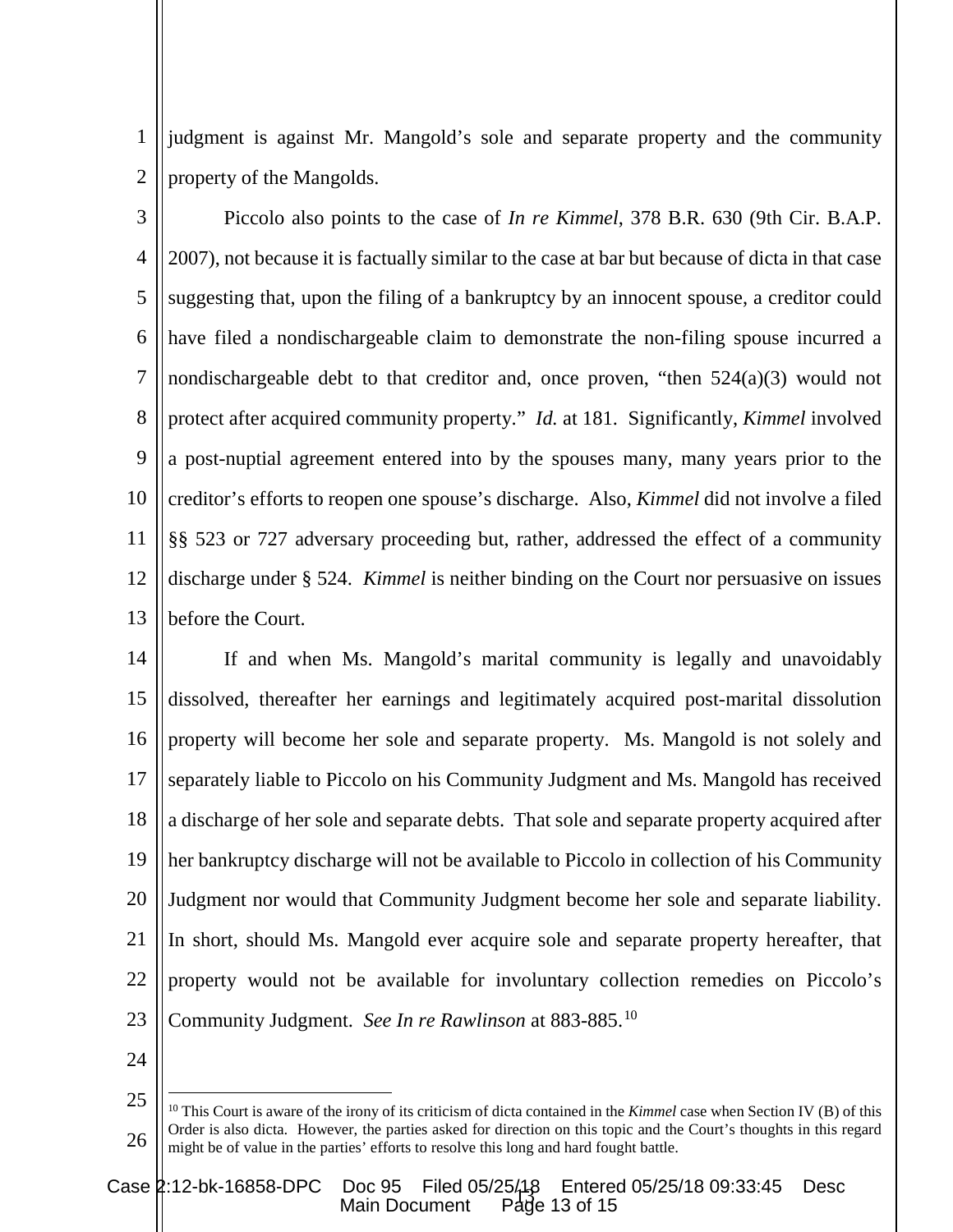judgment is against Mr. Mangold's sole and separate property and the community property of the Mangolds.

Piccolo also points to the case of *In re Kimmel*, 378 B.R. 630 (9th Cir. B.A.P. 2007), not because it is factually similar to the case at bar but because of dicta in that case suggesting that, upon the filing of a bankruptcy by an innocent spouse, a creditor could have filed a nondischargeable claim to demonstrate the non-filing spouse incurred a nondischargeable debt to that creditor and, once proven, "then 524(a)(3) would not protect after acquired community property." *Id.* at 181. Significantly, *Kimmel* involved a post-nuptial agreement entered into by the spouses many, many years prior to the creditor's efforts to reopen one spouse's discharge. Also, *Kimmel* did not involve a filed §§ 523 or 727 adversary proceeding but, rather, addressed the effect of a community discharge under § 524. *Kimmel* is neither binding on the Court nor persuasive on issues before the Court.

If and when Ms. Mangold's marital community is legally and unavoidably dissolved, thereafter her earnings and legitimately acquired post-marital dissolution property will become her sole and separate property. Ms. Mangold is not solely and separately liable to Piccolo on his Community Judgment and Ms. Mangold has received a discharge of her sole and separate debts. That sole and separate property acquired after her bankruptcy discharge will not be available to Piccolo in collection of his Community Judgment nor would that Community Judgment become her sole and separate liability. In short, should Ms. Mangold ever acquire sole and separate property hereafter, that property would not be available for involuntary collection remedies on Piccolo's Community Judgment. *See In re Rawlinson* at 883-885.[10]

---

[10] This Court is aware of the irony of its criticism of dicta contained in the *Kimmel* case when Section IV (B) of this Order is also dicta. However, the parties asked for direction on this topic and the Court's thoughts in this regard might be of value in the parties' efforts to resolve this long and hard fought battle.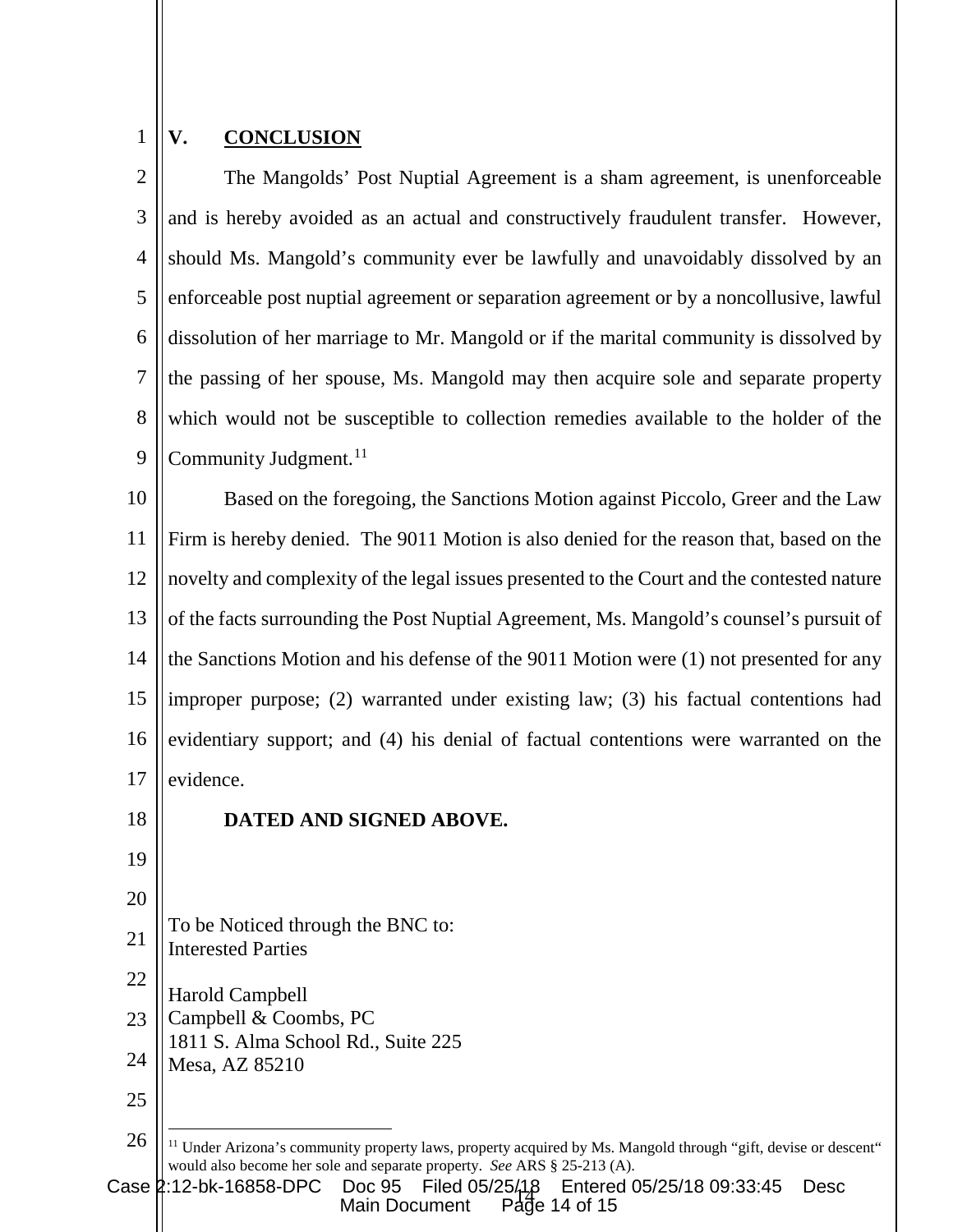## V. CONCLUSION

The Mangolds' Post Nuptial Agreement is a sham agreement, is unenforceable and is hereby avoided as an actual and constructively fraudulent transfer. However, should Ms. Mangold's community ever be lawfully and unavoidably dissolved by an enforceable post nuptial agreement or separation agreement or by a noncollusive, lawful dissolution of her marriage to Mr. Mangold or if the marital community is dissolved by the passing of her spouse, Ms. Mangold may then acquire sole and separate property which would not be susceptible to collection remedies available to the holder of the Community Judgment.[11]

Based on the foregoing, the Sanctions Motion against Piccolo, Greer and the Law Firm is hereby denied. The 9011 Motion is also denied for the reason that, based on the novelty and complexity of the legal issues presented to the Court and the contested nature of the facts surrounding the Post Nuptial Agreement, Ms. Mangold's counsel's pursuit of the Sanctions Motion and his defense of the 9011 Motion were (1) not presented for any improper purpose; (2) warranted under existing law; (3) his factual contentions had evidentiary support; and (4) his denial of factual contentions were warranted on the evidence.

**DATED AND SIGNED ABOVE.**

To be Noticed through the BNC to:
Interested Parties

Harold Campbell
Campbell & Coombs, PC
1811 S. Alma School Rd., Suite 225
Mesa, AZ 85210

---

[11] Under Arizona's community property laws, property acquired by Ms. Mangold through "gift, devise or descent" would also become her sole and separate property. *See* ARS § 25-213 (A).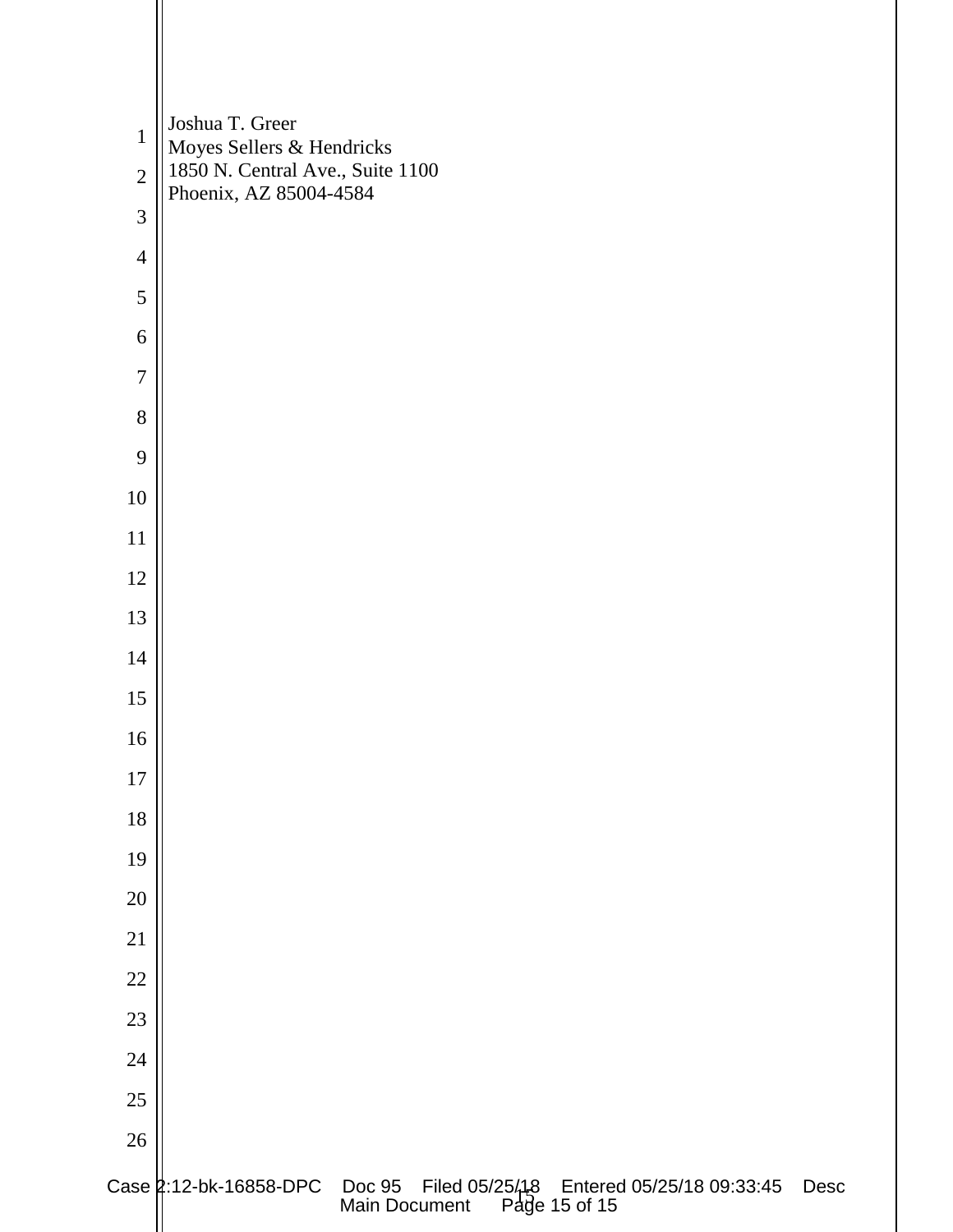Joshua T. Greer
Moyes Sellers & Hendricks
1850 N. Central Ave., Suite 1100
Phoenix, AZ 85004-4584